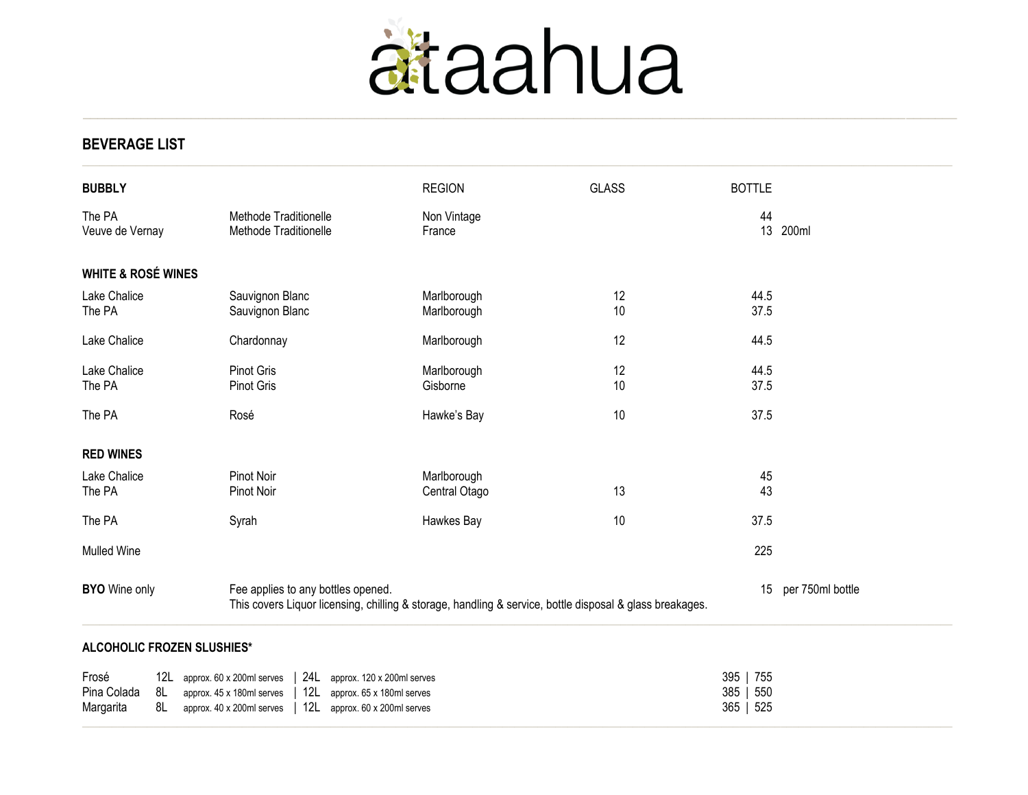# ātaahua

## BEVERAGE LIST

| BUBBLY | | REGION | GLASS | BOTTLE | |
|---|---|---|---|---|---|
| The PA | Methode Traditionelle | Non Vintage | | 44 | |
| Veuve de Vernay | Methode Traditionelle | France | | 13 | 200ml |
| **WHITE & ROSÉ WINES** | | | | | |
| Lake Chalice | Sauvignon Blanc | Marlborough | 12 | 44.5 | |
| The PA | Sauvignon Blanc | Marlborough | 10 | 37.5 | |
| Lake Chalice | Chardonnay | Marlborough | 12 | 44.5 | |
| Lake Chalice | Pinot Gris | Marlborough | 12 | 44.5 | |
| The PA | Pinot Gris | Gisborne | 10 | 37.5 | |
| The PA | Rosé | Hawke's Bay | 10 | 37.5 | |
| **RED WINES** | | | | | |
| Lake Chalice | Pinot Noir | Marlborough | | 45 | |
| The PA | Pinot Noir | Central Otago | 13 | 43 | |
| The PA | Syrah | Hawkes Bay | 10 | 37.5 | |
| Mulled Wine | | | | 225 | |
| **BYO** Wine only | Fee applies to any bottles opened. This covers Liquor licensing, chilling & storage, handling & service, bottle disposal & glass breakages. | | | 15 | per 750ml bottle |

### ALCOHOLIC FROZEN SLUSHIES*

| | | | | | |
|---|---|---|---|---|---|
| Frosé | 12L | approx. 60 x 200ml serves | 24L | approx. 120 x 200ml serves | 395 \| 755 |
| Pina Colada | 8L | approx. 45 x 180ml serves | 12L | approx. 65 x 180ml serves | 385 \| 550 |
| Margarita | 8L | approx. 40 x 200ml serves | 12L | approx. 60 x 200ml serves | 365 \| 525 |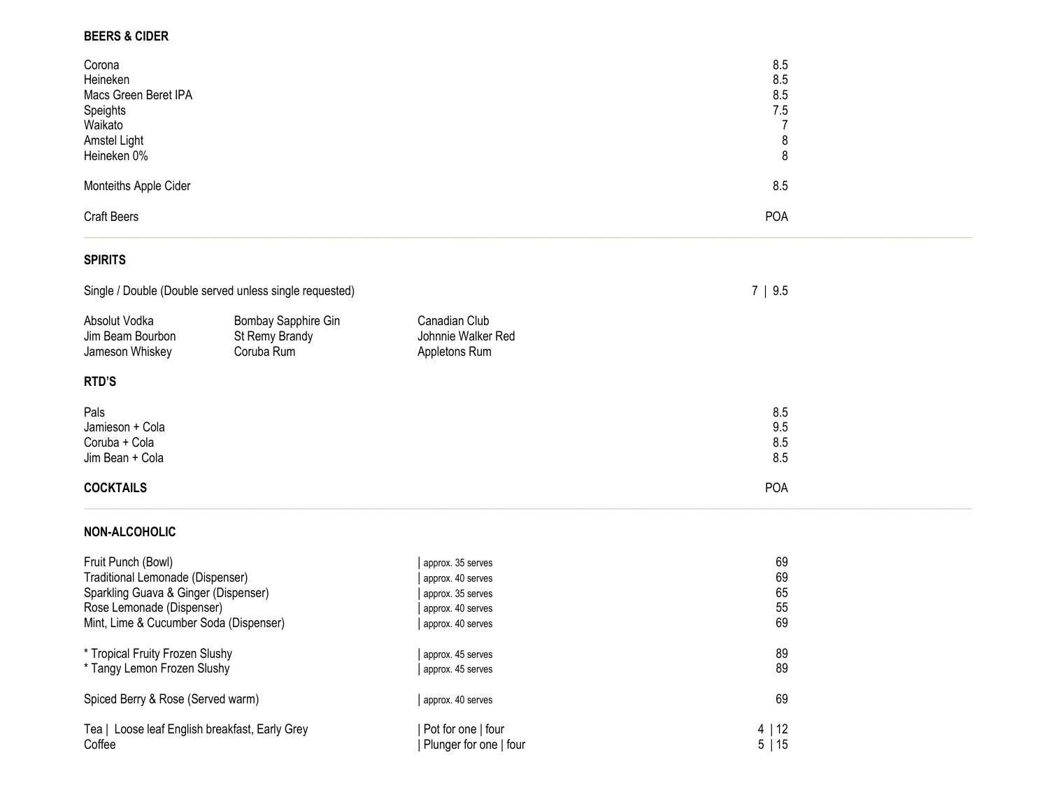## BEERS & CIDER

| Item | Price |
|---|---|
| Corona | 8.5 |
| Heineken | 8.5 |
| Macs Green Beret IPA | 8.5 |
| Speights | 7.5 |
| Waikato | 7 |
| Amstel Light | 8 |
| Heineken 0% | 8 |
| Monteiths Apple Cider | 8.5 |
| Craft Beers | POA |

---

## SPIRITS

Single / Double (Double served unless single requested) — 7 | 9.5

| | | |
|---|---|---|
| Absolut Vodka | Bombay Sapphire Gin | Canadian Club |
| Jim Beam Bourbon | St Remy Brandy | Johnnie Walker Red |
| Jameson Whiskey | Coruba Rum | Appletons Rum |

## RTD'S

| Item | Price |
|---|---|
| Pals | 8.5 |
| Jamieson + Cola | 9.5 |
| Coruba + Cola | 8.5 |
| Jim Bean + Cola | 8.5 |

## COCKTAILS

POA

---

## NON-ALCOHOLIC

| Item | Serves | Price |
|---|---|---|
| Fruit Punch (Bowl) | approx. 35 serves | 69 |
| Traditional Lemonade (Dispenser) | approx. 40 serves | 69 |
| Sparkling Guava & Ginger (Dispenser) | approx. 35 serves | 65 |
| Rose Lemonade (Dispenser) | approx. 40 serves | 55 |
| Mint, Lime & Cucumber Soda (Dispenser) | approx. 40 serves | 69 |
| * Tropical Fruity Frozen Slushy | approx. 45 serves | 89 |
| * Tangy Lemon Frozen Slushy | approx. 45 serves | 89 |
| Spiced Berry & Rose (Served warm) | approx. 40 serves | 69 |
| Tea \| Loose leaf English breakfast, Early Grey | Pot for one \| four | 4 \| 12 |
| Coffee | Plunger for one \| four | 5 \| 15 |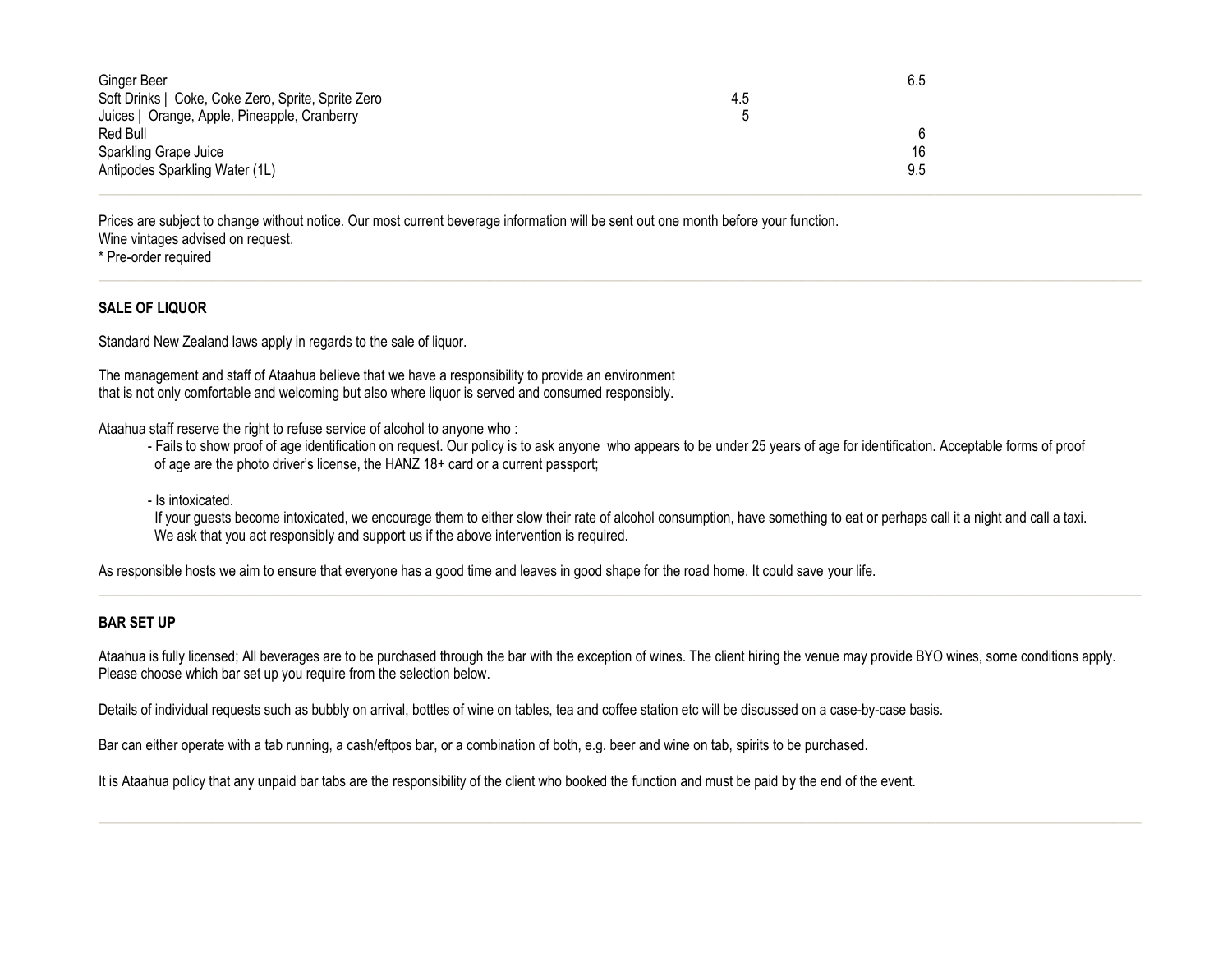| | | |
|---|---|---|
| Ginger Beer | | 6.5 |
| Soft Drinks \| Coke, Coke Zero, Sprite, Sprite Zero | 4.5 | |
| Juices \| Orange, Apple, Pineapple, Cranberry | 5 | |
| Red Bull | | 6 |
| Sparkling Grape Juice | | 16 |
| Antipodes Sparkling Water (1L) | | 9.5 |

Prices are subject to change without notice. Our most current beverage information will be sent out one month before your function.
Wine vintages advised on request.
* Pre-order required

### SALE OF LIQUOR

Standard New Zealand laws apply in regards to the sale of liquor.

The management and staff of Ataahua believe that we have a responsibility to provide an environment that is not only comfortable and welcoming but also where liquor is served and consumed responsibly.

Ataahua staff reserve the right to refuse service of alcohol to anyone who :

- Fails to show proof of age identification on request. Our policy is to ask anyone who appears to be under 25 years of age for identification. Acceptable forms of proof of age are the photo driver's license, the HANZ 18+ card or a current passport;

- Is intoxicated.
  If your guests become intoxicated, we encourage them to either slow their rate of alcohol consumption, have something to eat or perhaps call it a night and call a taxi. We ask that you act responsibly and support us if the above intervention is required.

As responsible hosts we aim to ensure that everyone has a good time and leaves in good shape for the road home. It could save your life.

### BAR SET UP

Ataahua is fully licensed; All beverages are to be purchased through the bar with the exception of wines. The client hiring the venue may provide BYO wines, some conditions apply. Please choose which bar set up you require from the selection below.

Details of individual requests such as bubbly on arrival, bottles of wine on tables, tea and coffee station etc will be discussed on a case-by-case basis.

Bar can either operate with a tab running, a cash/eftpos bar, or a combination of both, e.g. beer and wine on tab, spirits to be purchased.

It is Ataahua policy that any unpaid bar tabs are the responsibility of the client who booked the function and must be paid by the end of the event.